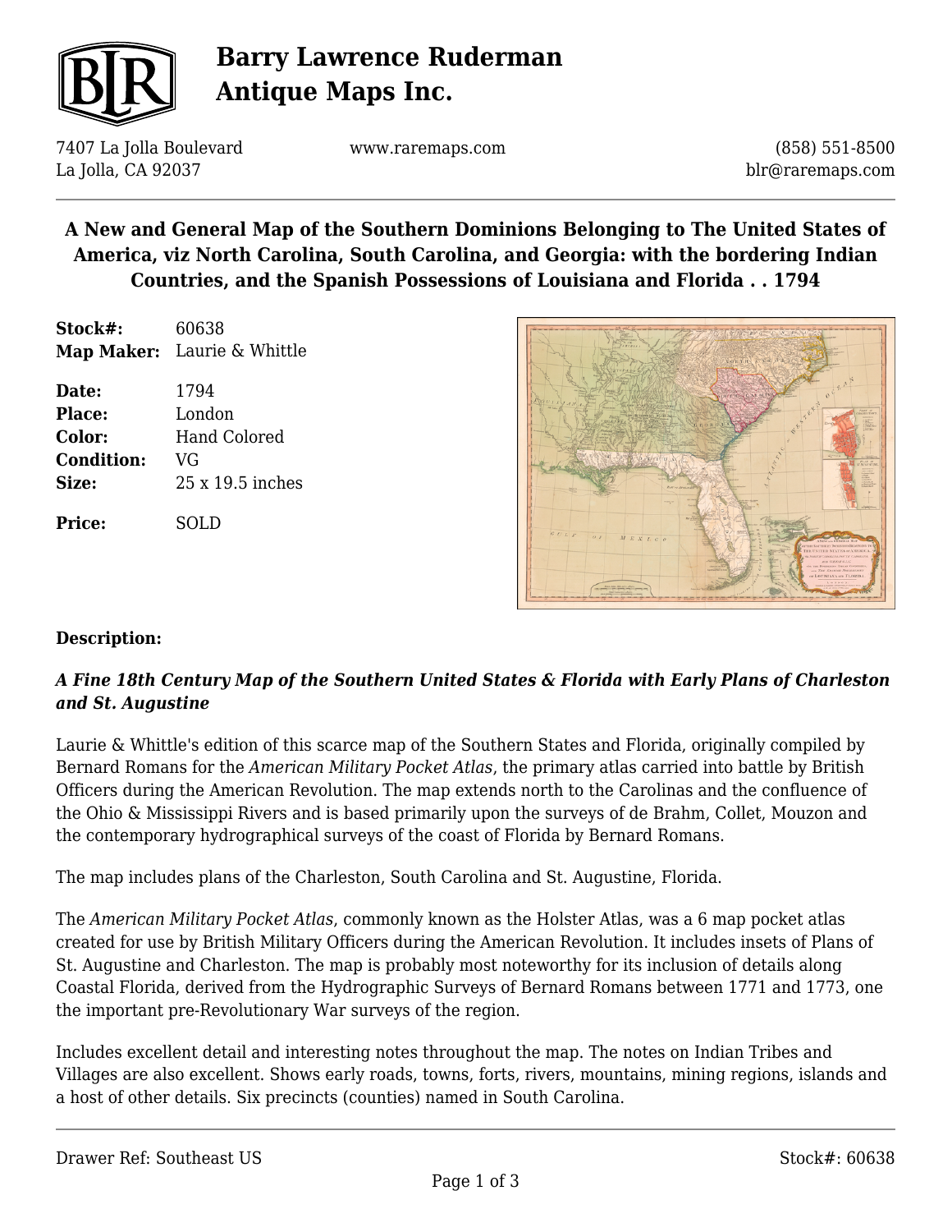# Barry Lawrence Ruderman Antique Maps Inc.

7407 La Jolla Boulevard
La Jolla, CA 92037

www.raremaps.com

(858) 551-8500
blr@raremaps.com

## A New and General Map of the Southern Dominions Belonging to The United States of America, viz North Carolina, South Carolina, and Georgia: with the bordering Indian Countries, and the Spanish Possessions of Louisiana and Florida . . 1794

**Stock#:** 60638
**Map Maker:** Laurie & Whittle

**Date:** 1794
**Place:** London
**Color:** Hand Colored
**Condition:** VG
**Size:** 25 x 19.5 inches

**Price:** SOLD

**Description:**

***A Fine 18th Century Map of the Southern United States & Florida with Early Plans of Charleston and St. Augustine***

Laurie & Whittle's edition of this scarce map of the Southern States and Florida, originally compiled by Bernard Romans for the *American Military Pocket Atlas*, the primary atlas carried into battle by British Officers during the American Revolution. The map extends north to the Carolinas and the confluence of the Ohio & Mississippi Rivers and is based primarily upon the surveys of de Brahm, Collet, Mouzon and the contemporary hydrographical surveys of the coast of Florida by Bernard Romans.

The map includes plans of the Charleston, South Carolina and St. Augustine, Florida.

The *American Military Pocket Atlas*, commonly known as the Holster Atlas, was a 6 map pocket atlas created for use by British Military Officers during the American Revolution. It includes insets of Plans of St. Augustine and Charleston. The map is probably most noteworthy for its inclusion of details along Coastal Florida, derived from the Hydrographic Surveys of Bernard Romans between 1771 and 1773, one the important pre-Revolutionary War surveys of the region.

Includes excellent detail and interesting notes throughout the map. The notes on Indian Tribes and Villages are also excellent. Shows early roads, towns, forts, rivers, mountains, mining regions, islands and a host of other details. Six precincts (counties) named in South Carolina.

Drawer Ref: Southeast US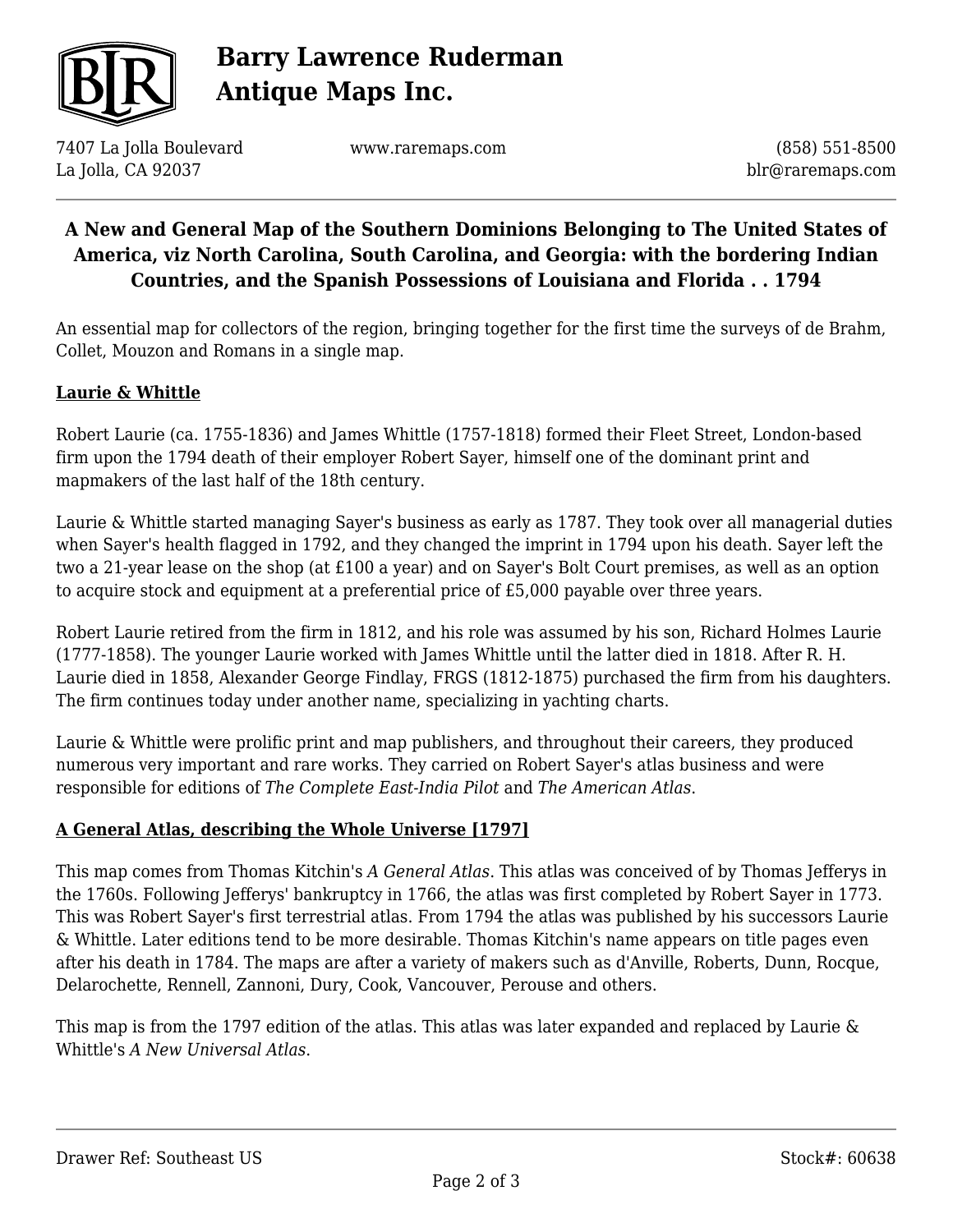# A New and General Map of the Southern Dominions Belonging to The United States of America, viz North Carolina, South Carolina, and Georgia: with the bordering Indian Countries, and the Spanish Possessions of Louisiana and Florida . . 1794

An essential map for collectors of the region, bringing together for the first time the surveys of de Brahm, Collet, Mouzon and Romans in a single map.

## Laurie & Whittle

Robert Laurie (ca. 1755-1836) and James Whittle (1757-1818) formed their Fleet Street, London-based firm upon the 1794 death of their employer Robert Sayer, himself one of the dominant print and mapmakers of the last half of the 18th century.

Laurie & Whittle started managing Sayer's business as early as 1787. They took over all managerial duties when Sayer's health flagged in 1792, and they changed the imprint in 1794 upon his death. Sayer left the two a 21-year lease on the shop (at £100 a year) and on Sayer's Bolt Court premises, as well as an option to acquire stock and equipment at a preferential price of £5,000 payable over three years.

Robert Laurie retired from the firm in 1812, and his role was assumed by his son, Richard Holmes Laurie (1777-1858). The younger Laurie worked with James Whittle until the latter died in 1818. After R. H. Laurie died in 1858, Alexander George Findlay, FRGS (1812-1875) purchased the firm from his daughters. The firm continues today under another name, specializing in yachting charts.

Laurie & Whittle were prolific print and map publishers, and throughout their careers, they produced numerous very important and rare works. They carried on Robert Sayer's atlas business and were responsible for editions of *The Complete East-India Pilot* and *The American Atlas*.

## A General Atlas, describing the Whole Universe [1797]

This map comes from Thomas Kitchin's *A General Atlas*. This atlas was conceived of by Thomas Jefferys in the 1760s. Following Jefferys' bankruptcy in 1766, the atlas was first completed by Robert Sayer in 1773. This was Robert Sayer's first terrestrial atlas. From 1794 the atlas was published by his successors Laurie & Whittle. Later editions tend to be more desirable. Thomas Kitchin's name appears on title pages even after his death in 1784. The maps are after a variety of makers such as d'Anville, Roberts, Dunn, Rocque, Delarochette, Rennell, Zannoni, Dury, Cook, Vancouver, Perouse and others.

This map is from the 1797 edition of the atlas. This atlas was later expanded and replaced by Laurie & Whittle's *A New Universal Atlas*.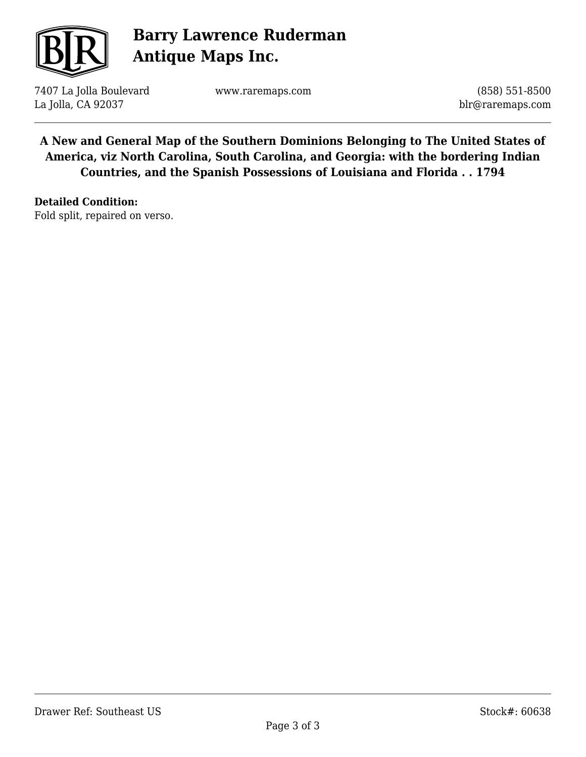**A New and General Map of the Southern Dominions Belonging to The United States of America, viz North Carolina, South Carolina, and Georgia: with the bordering Indian Countries, and the Spanish Possessions of Louisiana and Florida . . 1794**

**Detailed Condition:**
Fold split, repaired on verso.